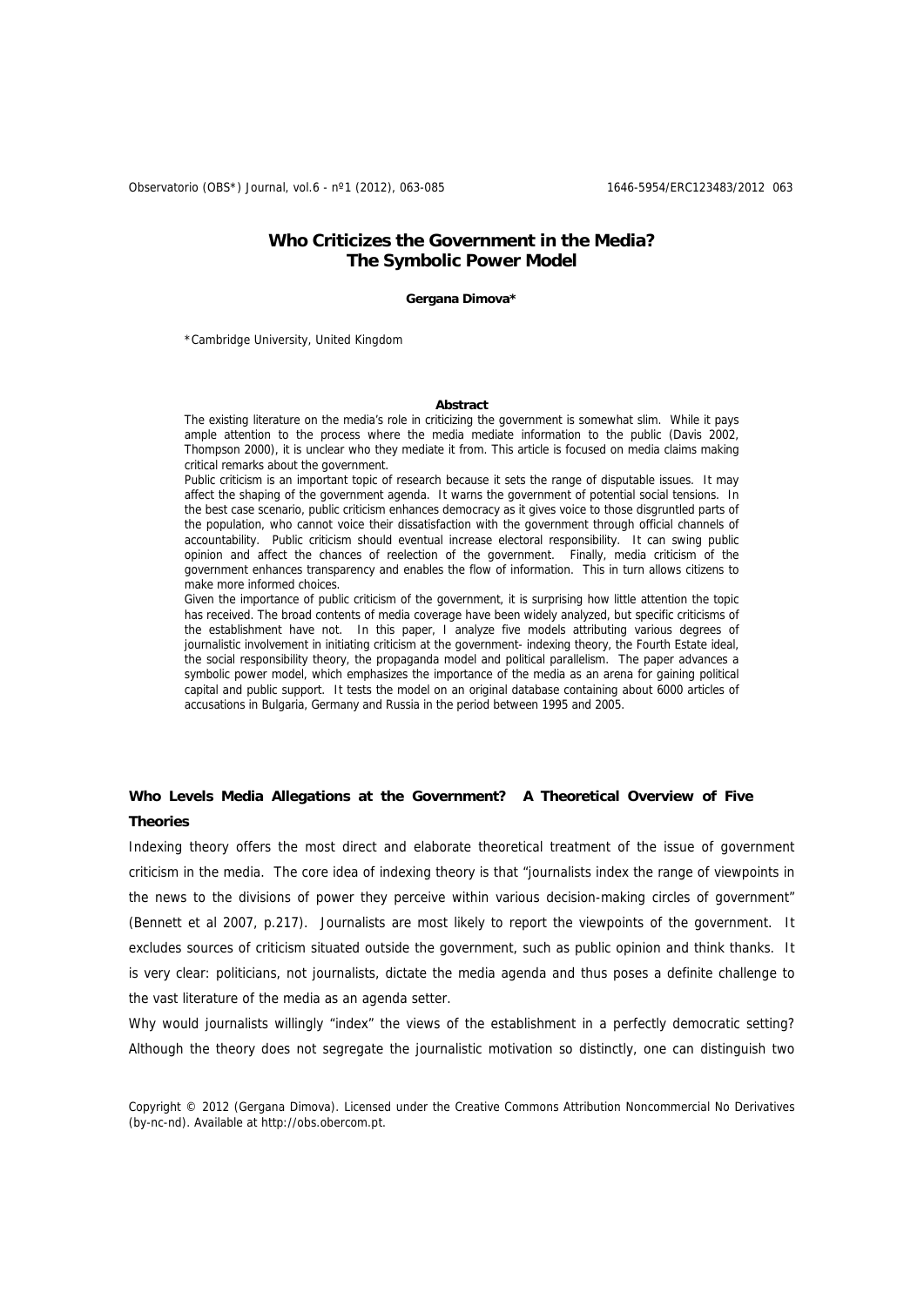# Who Criticizes the Government in the Media? The Symbolic Power Model

**Gergana Dimova***

*Cambridge University, United Kingdom

**Abstract**

The existing literature on the media's role in criticizing the government is somewhat slim. While it pays ample attention to the process where the media mediate information to the public (Davis 2002, Thompson 2000), it is unclear who they mediate it from. This article is focused on media claims making critical remarks about the government.

Public criticism is an important topic of research because it sets the range of disputable issues. It may affect the shaping of the government agenda. It warns the government of potential social tensions. In the best case scenario, public criticism enhances democracy as it gives voice to those disgruntled parts of the population, who cannot voice their dissatisfaction with the government through official channels of accountability. Public criticism should eventual increase electoral responsibility. It can swing public opinion and affect the chances of reelection of the government. Finally, media criticism of the government enhances transparency and enables the flow of information. This in turn allows citizens to make more informed choices.

Given the importance of public criticism of the government, it is surprising how little attention the topic has received. The broad contents of media coverage have been widely analyzed, but specific criticisms of the establishment have not. In this paper, I analyze five models attributing various degrees of journalistic involvement in initiating criticism at the government- indexing theory, the Fourth Estate ideal, the social responsibility theory, the propaganda model and political parallelism. The paper advances a symbolic power model, which emphasizes the importance of the media as an arena for gaining political capital and public support. It tests the model on an original database containing about 6000 articles of accusations in Bulgaria, Germany and Russia in the period between 1995 and 2005.

## Who Levels Media Allegations at the Government? A Theoretical Overview of Five Theories

Indexing theory offers the most direct and elaborate theoretical treatment of the issue of government criticism in the media. The core idea of indexing theory is that "journalists index the range of viewpoints in the news to the divisions of power they perceive within various decision-making circles of government" (Bennett et al 2007, p.217). Journalists are most likely to report the viewpoints of the government. It excludes sources of criticism situated outside the government, such as public opinion and think thanks. It is very clear: politicians, not journalists, dictate the media agenda and thus poses a definite challenge to the vast literature of the media as an agenda setter.

Why would journalists willingly "index" the views of the establishment in a perfectly democratic setting? Although the theory does not segregate the journalistic motivation so distinctly, one can distinguish two

Copyright © 2012 (Gergana Dimova). Licensed under the Creative Commons Attribution Noncommercial No Derivatives (by-nc-nd). Available at http://obs.obercom.pt.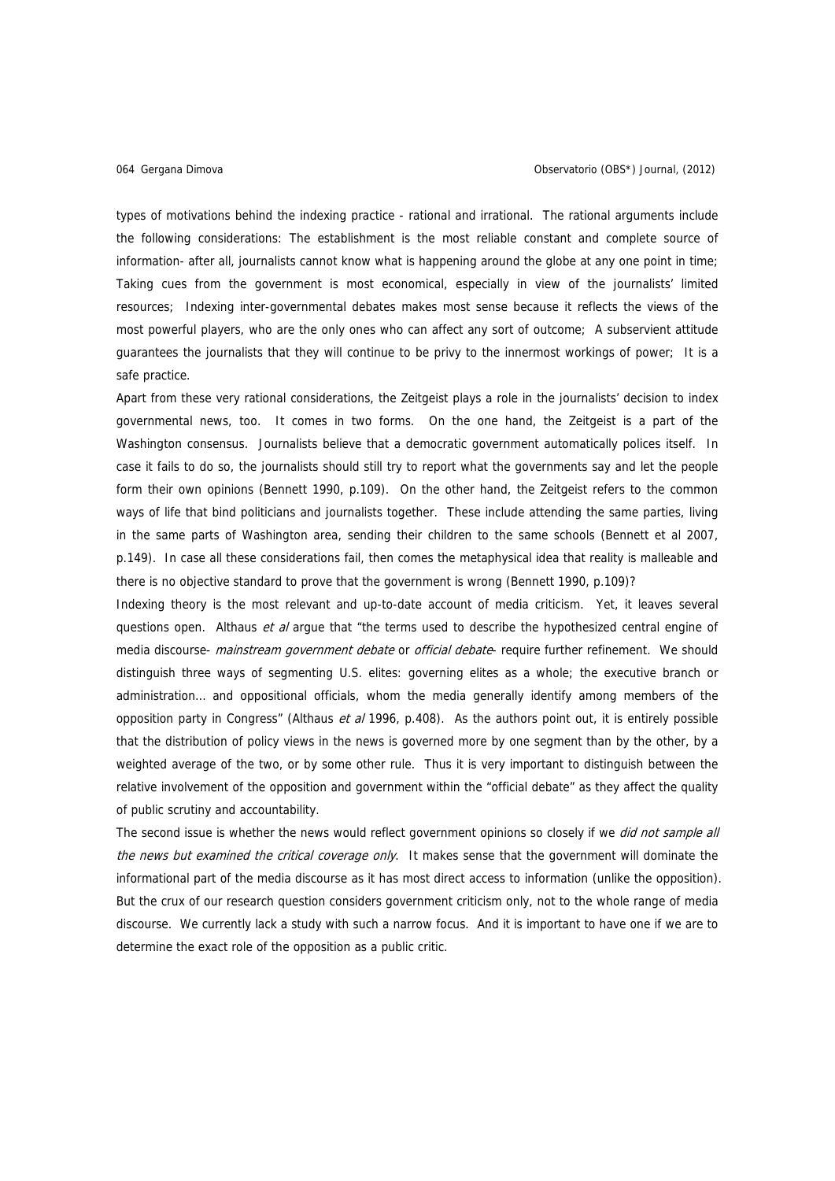types of motivations behind the indexing practice - rational and irrational. The rational arguments include the following considerations: The establishment is the most reliable constant and complete source of information- after all, journalists cannot know what is happening around the globe at any one point in time; Taking cues from the government is most economical, especially in view of the journalists' limited resources; Indexing inter-governmental debates makes most sense because it reflects the views of the most powerful players, who are the only ones who can affect any sort of outcome; A subservient attitude guarantees the journalists that they will continue to be privy to the innermost workings of power; It is a safe practice.

Apart from these very rational considerations, the Zeitgeist plays a role in the journalists' decision to index governmental news, too. It comes in two forms. On the one hand, the Zeitgeist is a part of the Washington consensus. Journalists believe that a democratic government automatically polices itself. In case it fails to do so, the journalists should still try to report what the governments say and let the people form their own opinions (Bennett 1990, p.109). On the other hand, the Zeitgeist refers to the common ways of life that bind politicians and journalists together. These include attending the same parties, living in the same parts of Washington area, sending their children to the same schools (Bennett et al 2007, p.149). In case all these considerations fail, then comes the metaphysical idea that reality is malleable and there is no objective standard to prove that the government is wrong (Bennett 1990, p.109)?

Indexing theory is the most relevant and up-to-date account of media criticism. Yet, it leaves several questions open. Althaus *et al* argue that "the terms used to describe the hypothesized central engine of media discourse- *mainstream government debate* or *official debate*- require further refinement. We should distinguish three ways of segmenting U.S. elites: governing elites as a whole; the executive branch or administration... and oppositional officials, whom the media generally identify among members of the opposition party in Congress" (Althaus *et al* 1996, p.408). As the authors point out, it is entirely possible that the distribution of policy views in the news is governed more by one segment than by the other, by a weighted average of the two, or by some other rule. Thus it is very important to distinguish between the relative involvement of the opposition and government within the "official debate" as they affect the quality of public scrutiny and accountability.

The second issue is whether the news would reflect government opinions so closely if we *did not sample all the news but examined the critical coverage only*. It makes sense that the government will dominate the informational part of the media discourse as it has most direct access to information (unlike the opposition). But the crux of our research question considers government criticism only, not to the whole range of media discourse. We currently lack a study with such a narrow focus. And it is important to have one if we are to determine the exact role of the opposition as a public critic.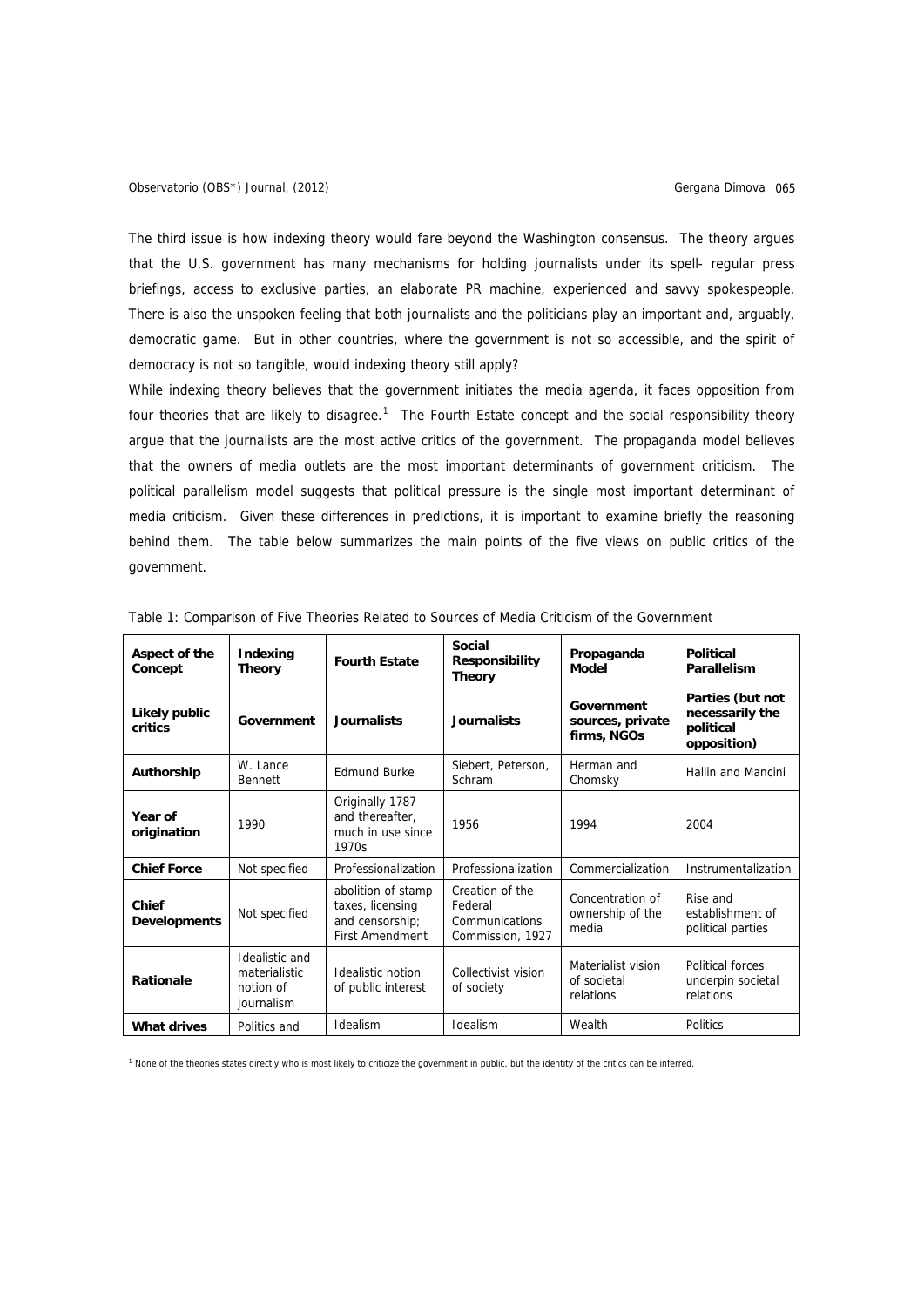The third issue is how indexing theory would fare beyond the Washington consensus. The theory argues that the U.S. government has many mechanisms for holding journalists under its spell- regular press briefings, access to exclusive parties, an elaborate PR machine, experienced and savvy spokespeople. There is also the unspoken feeling that both journalists and the politicians play an important and, arguably, democratic game. But in other countries, where the government is not so accessible, and the spirit of democracy is not so tangible, would indexing theory still apply?

While indexing theory believes that the government initiates the media agenda, it faces opposition from four theories that are likely to disagree.[1] The Fourth Estate concept and the social responsibility theory argue that the journalists are the most active critics of the government. The propaganda model believes that the owners of media outlets are the most important determinants of government criticism. The political parallelism model suggests that political pressure is the single most important determinant of media criticism. Given these differences in predictions, it is important to examine briefly the reasoning behind them. The table below summarizes the main points of the five views on public critics of the government.

Table 1: Comparison of Five Theories Related to Sources of Media Criticism of the Government

| Aspect of the Concept | Indexing Theory | Fourth Estate | Social Responsibility Theory | Propaganda Model | Political Parallelism |
|---|---|---|---|---|---|
| **Likely public critics** | **Government** | **Journalists** | **Journalists** | **Government sources, private firms, NGOs** | **Parties (but not necessarily the political opposition)** |
| **Authorship** | W. Lance Bennett | Edmund Burke | Siebert, Peterson, Schram | Herman and Chomsky | Hallin and Mancini |
| **Year of origination** | 1990 | Originally 1787 and thereafter, much in use since 1970s | 1956 | 1994 | 2004 |
| **Chief Force** | Not specified | Professionalization | Professionalization | Commercialization | Instrumentalization |
| **Chief Developments** | Not specified | abolition of stamp taxes, licensing and censorship; First Amendment | Creation of the Federal Communications Commission, 1927 | Concentration of ownership of the media | Rise and establishment of political parties |
| **Rationale** | Idealistic and materialistic notion of journalism | Idealistic notion of public interest | Collectivist vision of society | Materialist vision of societal relations | Political forces underpin societal relations |
| **What drives** | Politics and | Idealism | Idealism | Wealth | Politics |

[1] None of the theories states directly who is most likely to criticize the government in public, but the identity of the critics can be inferred.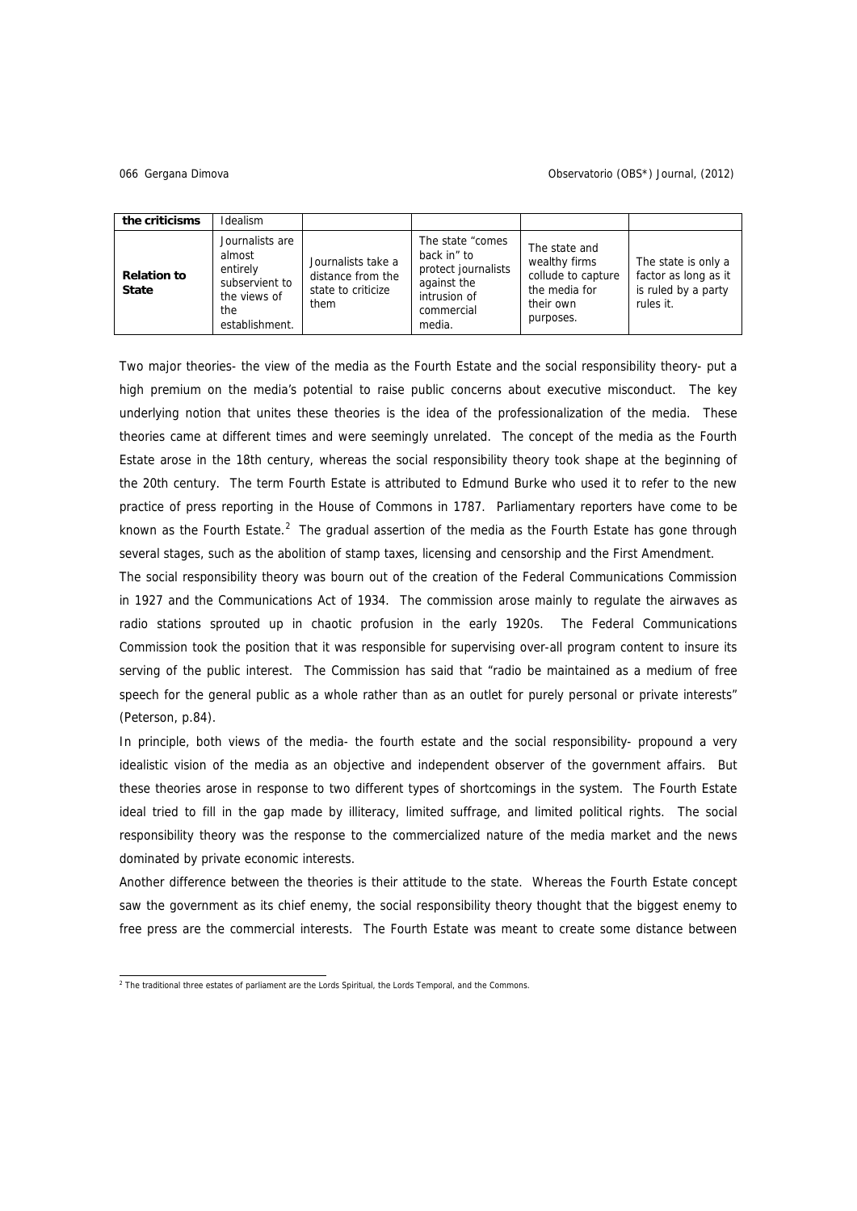| the criticisms | Idealism | | | | |
|---|---|---|---|---|---|
| **Relation to State** | Journalists are almost entirely subservient to the views of the establishment. | Journalists take a distance from the state to criticize them | The state "comes back in" to protect journalists against the intrusion of commercial media. | The state and wealthy firms collude to capture the media for their own purposes. | The state is only a factor as long as it is ruled by a party rules it. |

Two major theories- the view of the media as the Fourth Estate and the social responsibility theory- put a high premium on the media's potential to raise public concerns about executive misconduct. The key underlying notion that unites these theories is the idea of the professionalization of the media. These theories came at different times and were seemingly unrelated. The concept of the media as the Fourth Estate arose in the 18th century, whereas the social responsibility theory took shape at the beginning of the 20th century. The term Fourth Estate is attributed to Edmund Burke who used it to refer to the new practice of press reporting in the House of Commons in 1787. Parliamentary reporters have come to be known as the Fourth Estate.[2] The gradual assertion of the media as the Fourth Estate has gone through several stages, such as the abolition of stamp taxes, licensing and censorship and the First Amendment.

The social responsibility theory was bourn out of the creation of the Federal Communications Commission in 1927 and the Communications Act of 1934. The commission arose mainly to regulate the airwaves as radio stations sprouted up in chaotic profusion in the early 1920s. The Federal Communications Commission took the position that it was responsible for supervising over-all program content to insure its serving of the public interest. The Commission has said that "radio be maintained as a medium of free speech for the general public as a whole rather than as an outlet for purely personal or private interests" (Peterson, p.84).

In principle, both views of the media- the fourth estate and the social responsibility- propound a very idealistic vision of the media as an objective and independent observer of the government affairs. But these theories arose in response to two different types of shortcomings in the system. The Fourth Estate ideal tried to fill in the gap made by illiteracy, limited suffrage, and limited political rights. The social responsibility theory was the response to the commercialized nature of the media market and the news dominated by private economic interests.

Another difference between the theories is their attitude to the state. Whereas the Fourth Estate concept saw the government as its chief enemy, the social responsibility theory thought that the biggest enemy to free press are the commercial interests. The Fourth Estate was meant to create some distance between

[2] The traditional three estates of parliament are the Lords Spiritual, the Lords Temporal, and the Commons.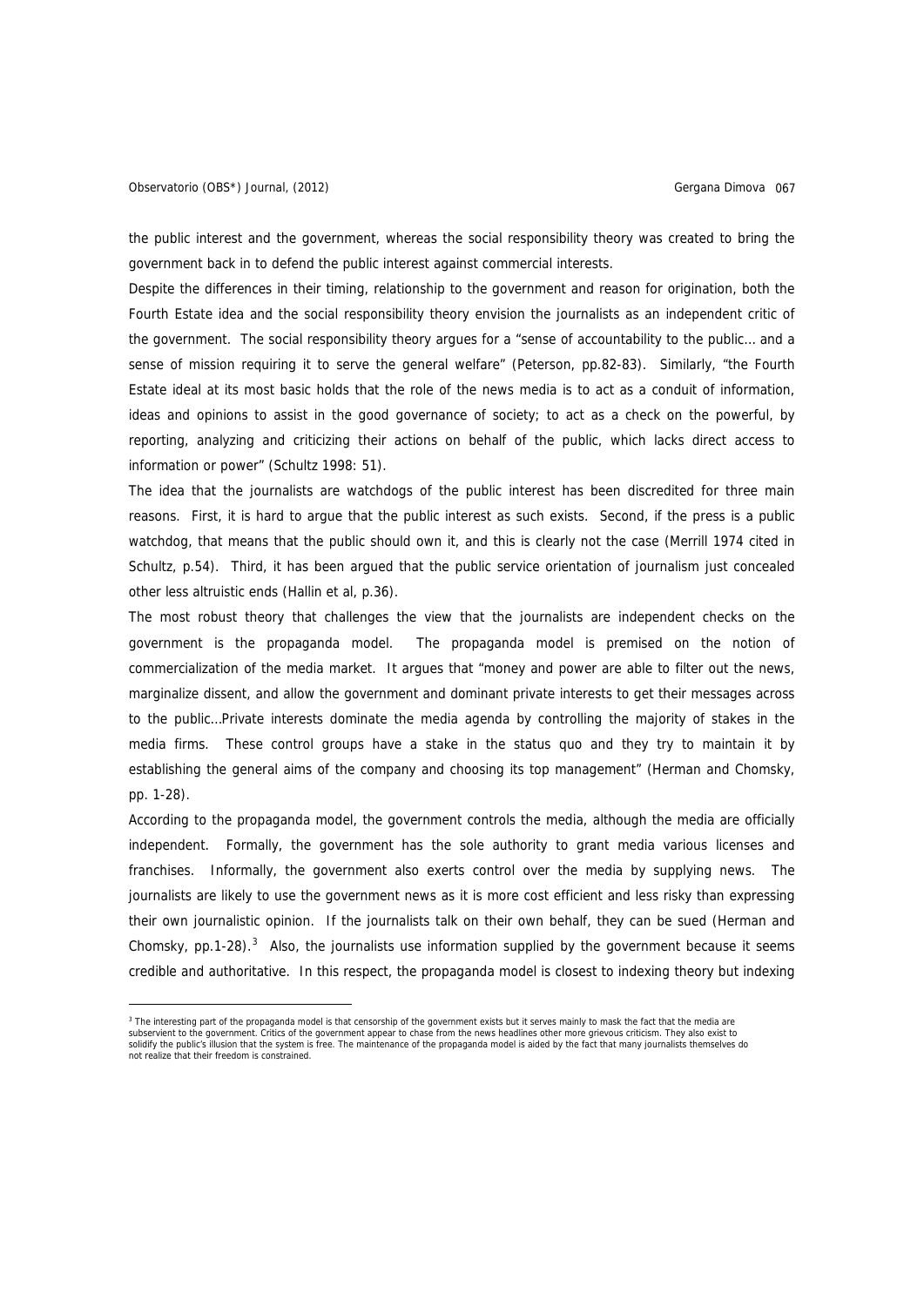the public interest and the government, whereas the social responsibility theory was created to bring the government back in to defend the public interest against commercial interests.

Despite the differences in their timing, relationship to the government and reason for origination, both the Fourth Estate idea and the social responsibility theory envision the journalists as an independent critic of the government. The social responsibility theory argues for a "sense of accountability to the public… and a sense of mission requiring it to serve the general welfare" (Peterson, pp.82-83). Similarly, "the Fourth Estate ideal at its most basic holds that the role of the news media is to act as a conduit of information, ideas and opinions to assist in the good governance of society; to act as a check on the powerful, by reporting, analyzing and criticizing their actions on behalf of the public, which lacks direct access to information or power" (Schultz 1998: 51).

The idea that the journalists are watchdogs of the public interest has been discredited for three main reasons. First, it is hard to argue that the public interest as such exists. Second, if the press is a public watchdog, that means that the public should own it, and this is clearly not the case (Merrill 1974 cited in Schultz, p.54). Third, it has been argued that the public service orientation of journalism just concealed other less altruistic ends (Hallin et al, p.36).

The most robust theory that challenges the view that the journalists are independent checks on the government is the propaganda model. The propaganda model is premised on the notion of commercialization of the media market. It argues that "money and power are able to filter out the news, marginalize dissent, and allow the government and dominant private interests to get their messages across to the public…Private interests dominate the media agenda by controlling the majority of stakes in the media firms. These control groups have a stake in the status quo and they try to maintain it by establishing the general aims of the company and choosing its top management" (Herman and Chomsky, pp. 1-28).

According to the propaganda model, the government controls the media, although the media are officially independent. Formally, the government has the sole authority to grant media various licenses and franchises. Informally, the government also exerts control over the media by supplying news. The journalists are likely to use the government news as it is more cost efficient and less risky than expressing their own journalistic opinion. If the journalists talk on their own behalf, they can be sued (Herman and Chomsky, pp.1-28).[3] Also, the journalists use information supplied by the government because it seems credible and authoritative. In this respect, the propaganda model is closest to indexing theory but indexing

[3] The interesting part of the propaganda model is that censorship of the government exists but it serves mainly to mask the fact that the media are subservient to the government. Critics of the government appear to chase from the news headlines other more grievous criticism. They also exist to solidify the public's illusion that the system is free. The maintenance of the propaganda model is aided by the fact that many journalists themselves do not realize that their freedom is constrained.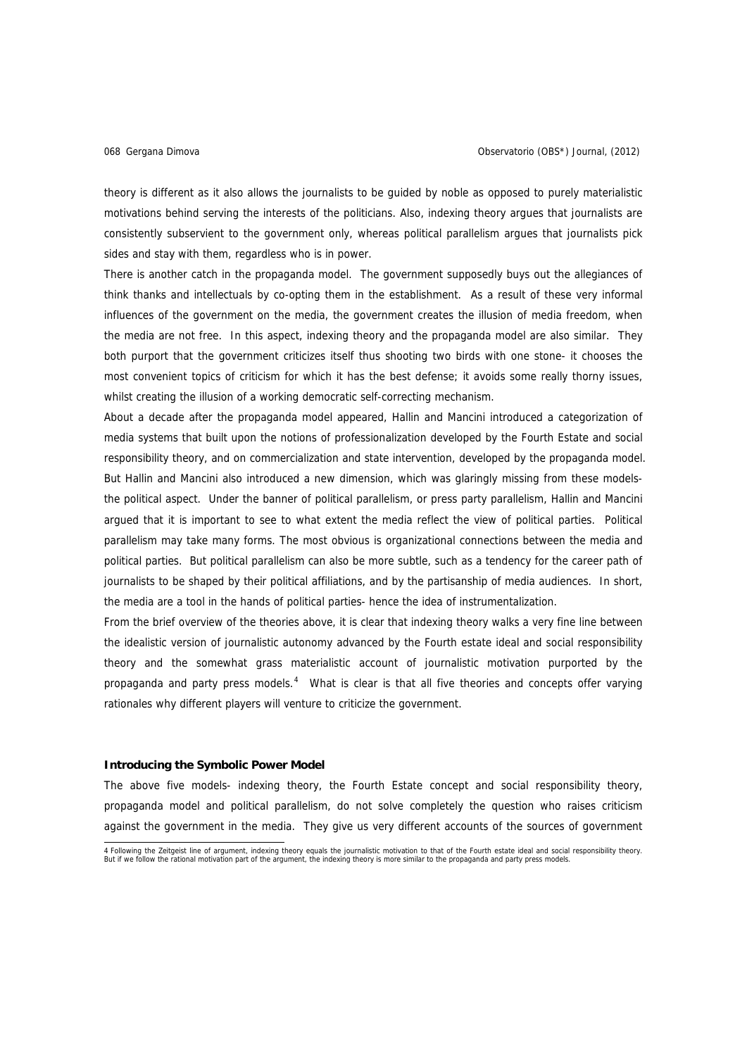theory is different as it also allows the journalists to be guided by noble as opposed to purely materialistic motivations behind serving the interests of the politicians. Also, indexing theory argues that journalists are consistently subservient to the government only, whereas political parallelism argues that journalists pick sides and stay with them, regardless who is in power.

There is another catch in the propaganda model. The government supposedly buys out the allegiances of think thanks and intellectuals by co-opting them in the establishment. As a result of these very informal influences of the government on the media, the government creates the illusion of media freedom, when the media are not free. In this aspect, indexing theory and the propaganda model are also similar. They both purport that the government criticizes itself thus shooting two birds with one stone- it chooses the most convenient topics of criticism for which it has the best defense; it avoids some really thorny issues, whilst creating the illusion of a working democratic self-correcting mechanism.

About a decade after the propaganda model appeared, Hallin and Mancini introduced a categorization of media systems that built upon the notions of professionalization developed by the Fourth Estate and social responsibility theory, and on commercialization and state intervention, developed by the propaganda model. But Hallin and Mancini also introduced a new dimension, which was glaringly missing from these models- the political aspect. Under the banner of political parallelism, or press party parallelism, Hallin and Mancini argued that it is important to see to what extent the media reflect the view of political parties. Political parallelism may take many forms. The most obvious is organizational connections between the media and political parties. But political parallelism can also be more subtle, such as a tendency for the career path of journalists to be shaped by their political affiliations, and by the partisanship of media audiences. In short, the media are a tool in the hands of political parties- hence the idea of instrumentalization.

From the brief overview of the theories above, it is clear that indexing theory walks a very fine line between the idealistic version of journalistic autonomy advanced by the Fourth estate ideal and social responsibility theory and the somewhat grass materialistic account of journalistic motivation purported by the propaganda and party press models.[4] What is clear is that all five theories and concepts offer varying rationales why different players will venture to criticize the government.

### Introducing the Symbolic Power Model

The above five models- indexing theory, the Fourth Estate concept and social responsibility theory, propaganda model and political parallelism, do not solve completely the question who raises criticism against the government in the media. They give us very different accounts of the sources of government

---

4 Following the Zeitgeist line of argument, indexing theory equals the journalistic motivation to that of the Fourth estate ideal and social responsibility theory. But if we follow the rational motivation part of the argument, the indexing theory is more similar to the propaganda and party press models.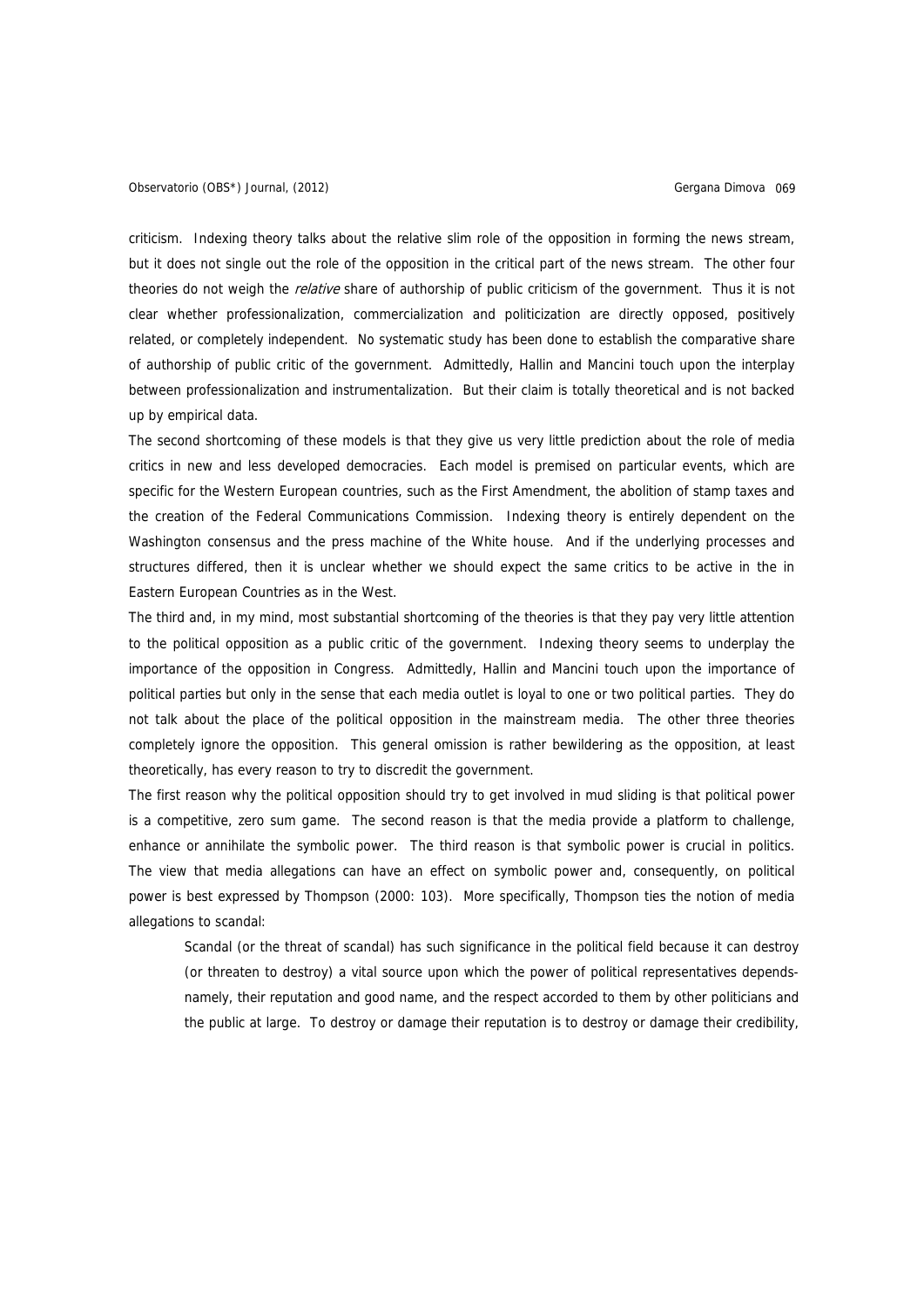criticism. Indexing theory talks about the relative slim role of the opposition in forming the news stream, but it does not single out the role of the opposition in the critical part of the news stream. The other four theories do not weigh the *relative* share of authorship of public criticism of the government. Thus it is not clear whether professionalization, commercialization and politicization are directly opposed, positively related, or completely independent. No systematic study has been done to establish the comparative share of authorship of public critic of the government. Admittedly, Hallin and Mancini touch upon the interplay between professionalization and instrumentalization. But their claim is totally theoretical and is not backed up by empirical data.

The second shortcoming of these models is that they give us very little prediction about the role of media critics in new and less developed democracies. Each model is premised on particular events, which are specific for the Western European countries, such as the First Amendment, the abolition of stamp taxes and the creation of the Federal Communications Commission. Indexing theory is entirely dependent on the Washington consensus and the press machine of the White house. And if the underlying processes and structures differed, then it is unclear whether we should expect the same critics to be active in the in Eastern European Countries as in the West.

The third and, in my mind, most substantial shortcoming of the theories is that they pay very little attention to the political opposition as a public critic of the government. Indexing theory seems to underplay the importance of the opposition in Congress. Admittedly, Hallin and Mancini touch upon the importance of political parties but only in the sense that each media outlet is loyal to one or two political parties. They do not talk about the place of the political opposition in the mainstream media. The other three theories completely ignore the opposition. This general omission is rather bewildering as the opposition, at least theoretically, has every reason to try to discredit the government.

The first reason why the political opposition should try to get involved in mud sliding is that political power is a competitive, zero sum game. The second reason is that the media provide a platform to challenge, enhance or annihilate the symbolic power. The third reason is that symbolic power is crucial in politics. The view that media allegations can have an effect on symbolic power and, consequently, on political power is best expressed by Thompson (2000: 103). More specifically, Thompson ties the notion of media allegations to scandal:

> Scandal (or the threat of scandal) has such significance in the political field because it can destroy (or threaten to destroy) a vital source upon which the power of political representatives depends- namely, their reputation and good name, and the respect accorded to them by other politicians and the public at large. To destroy or damage their reputation is to destroy or damage their credibility,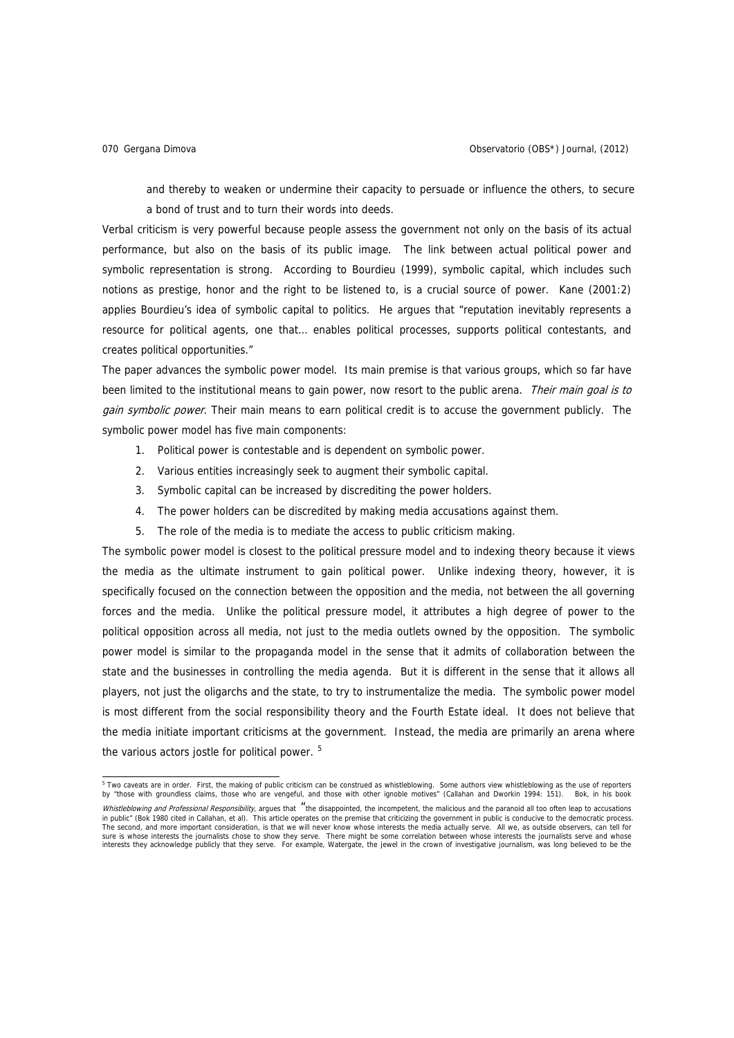and thereby to weaken or undermine their capacity to persuade or influence the others, to secure a bond of trust and to turn their words into deeds.

Verbal criticism is very powerful because people assess the government not only on the basis of its actual performance, but also on the basis of its public image. The link between actual political power and symbolic representation is strong. According to Bourdieu (1999), symbolic capital, which includes such notions as prestige, honor and the right to be listened to, is a crucial source of power. Kane (2001:2) applies Bourdieu's idea of symbolic capital to politics. He argues that "reputation inevitably represents a resource for political agents, one that... enables political processes, supports political contestants, and creates political opportunities."

The paper advances the symbolic power model. Its main premise is that various groups, which so far have been limited to the institutional means to gain power, now resort to the public arena. *Their main goal is to gain symbolic power*. Their main means to earn political credit is to accuse the government publicly. The symbolic power model has five main components:

1. Political power is contestable and is dependent on symbolic power.
2. Various entities increasingly seek to augment their symbolic capital.
3. Symbolic capital can be increased by discrediting the power holders.
4. The power holders can be discredited by making media accusations against them.
5. The role of the media is to mediate the access to public criticism making.

The symbolic power model is closest to the political pressure model and to indexing theory because it views the media as the ultimate instrument to gain political power. Unlike indexing theory, however, it is specifically focused on the connection between the opposition and the media, not between the all governing forces and the media. Unlike the political pressure model, it attributes a high degree of power to the political opposition across all media, not just to the media outlets owned by the opposition. The symbolic power model is similar to the propaganda model in the sense that it admits of collaboration between the state and the businesses in controlling the media agenda. But it is different in the sense that it allows all players, not just the oligarchs and the state, to try to instrumentalize the media. The symbolic power model is most different from the social responsibility theory and the Fourth Estate ideal. It does not believe that the media initiate important criticisms at the government. Instead, the media are primarily an arena where the various actors jostle for political power. [5]

---

[5] Two caveats are in order. First, the making of public criticism can be construed as whistleblowing. Some authors view whistleblowing as the use of reporters by "those with groundless claims, those who are vengeful, and those with other ignoble motives" (Callahan and Dworkin 1994: 151). Bok, in his book *Whistleblowing and Professional Responsibility*, argues that "the disappointed, the incompetent, the malicious and the paranoid all too often leap to accusations in public" (Bok 1980 cited in Callahan, et al). This article operates on the premise that criticizing the government in public is conducive to the democratic process. The second, and more important consideration, is that we will never know whose interests the media actually serve. All we, as outside observers, can tell for sure is whose interests the journalists chose to show they serve. There might be some correlation between whose interests the journalists serve and whose interests they acknowledge publicly that they serve. For example, Watergate, the jewel in the crown of investigative journalism, was long believed to be the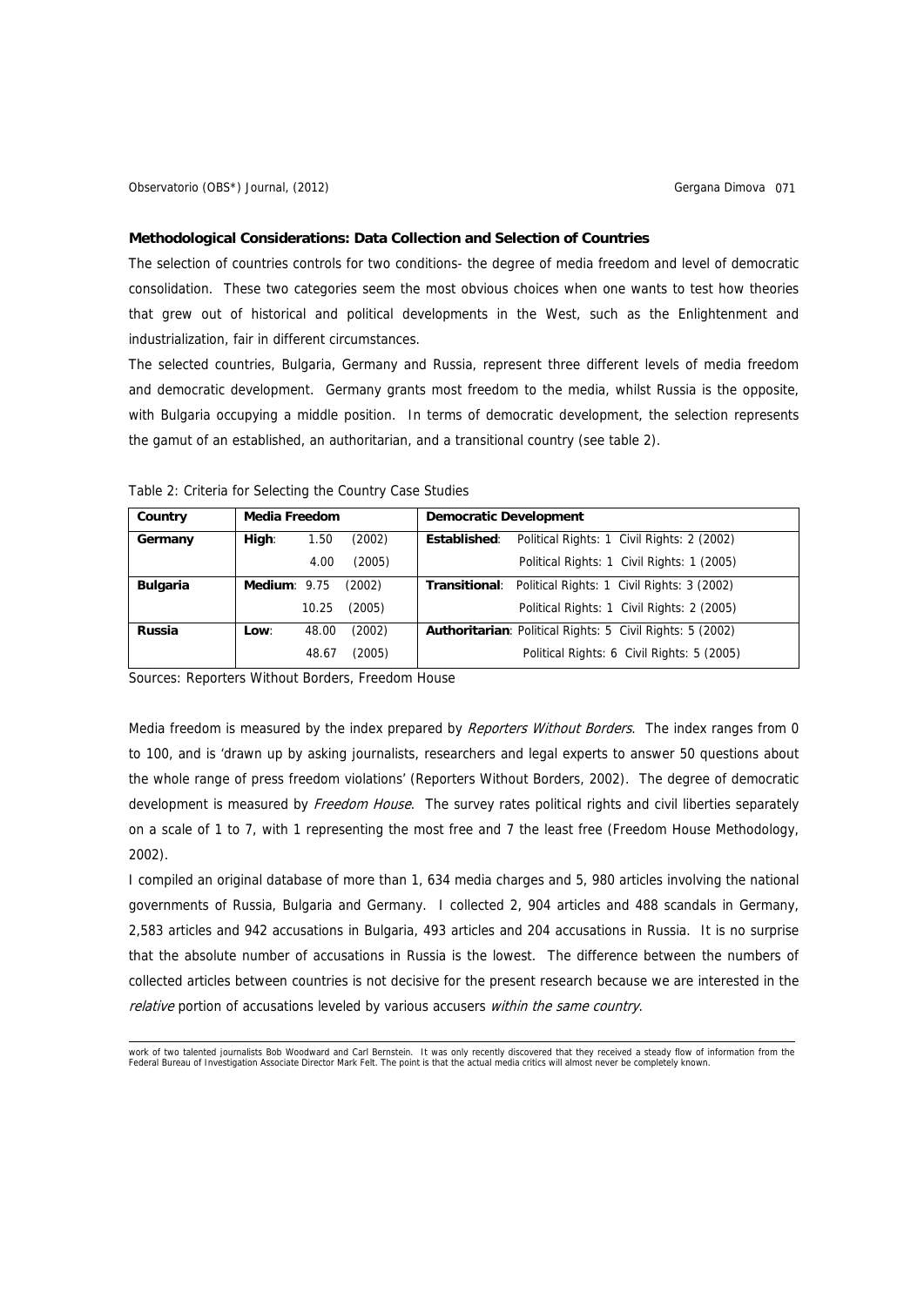**Methodological Considerations: Data Collection and Selection of Countries**

The selection of countries controls for two conditions- the degree of media freedom and level of democratic consolidation. These two categories seem the most obvious choices when one wants to test how theories that grew out of historical and political developments in the West, such as the Enlightenment and industrialization, fair in different circumstances.

The selected countries, Bulgaria, Germany and Russia, represent three different levels of media freedom and democratic development. Germany grants most freedom to the media, whilst Russia is the opposite, with Bulgaria occupying a middle position. In terms of democratic development, the selection represents the gamut of an established, an authoritarian, and a transitional country (see table 2).

Table 2: Criteria for Selecting the Country Case Studies

| Country | Media Freedom | Democratic Development |
|---|---|---|
| **Germany** | **High**: 1.50 (2002) | **Established**: Political Rights: 1 Civil Rights: 2 (2002) |
| | 4.00 (2005) | Political Rights: 1 Civil Rights: 1 (2005) |
| **Bulgaria** | **Medium**: 9.75 (2002) | **Transitional**: Political Rights: 1 Civil Rights: 3 (2002) |
| | 10.25 (2005) | Political Rights: 1 Civil Rights: 2 (2005) |
| **Russia** | **Low**: 48.00 (2002) | **Authoritarian**: Political Rights: 5 Civil Rights: 5 (2002) |
| | 48.67 (2005) | Political Rights: 6 Civil Rights: 5 (2005) |

Sources: Reporters Without Borders, Freedom House

Media freedom is measured by the index prepared by *Reporters Without Borders*. The index ranges from 0 to 100, and is 'drawn up by asking journalists, researchers and legal experts to answer 50 questions about the whole range of press freedom violations' (Reporters Without Borders, 2002). The degree of democratic development is measured by *Freedom House*. The survey rates political rights and civil liberties separately on a scale of 1 to 7, with 1 representing the most free and 7 the least free (Freedom House Methodology, 2002).

I compiled an original database of more than 1, 634 media charges and 5, 980 articles involving the national governments of Russia, Bulgaria and Germany. I collected 2, 904 articles and 488 scandals in Germany, 2,583 articles and 942 accusations in Bulgaria, 493 articles and 204 accusations in Russia. It is no surprise that the absolute number of accusations in Russia is the lowest. The difference between the numbers of collected articles between countries is not decisive for the present research because we are interested in the *relative* portion of accusations leveled by various accusers *within the same country*.

---

work of two talented journalists Bob Woodward and Carl Bernstein. It was only recently discovered that they received a steady flow of information from the Federal Bureau of Investigation Associate Director Mark Felt. The point is that the actual media critics will almost never be completely known.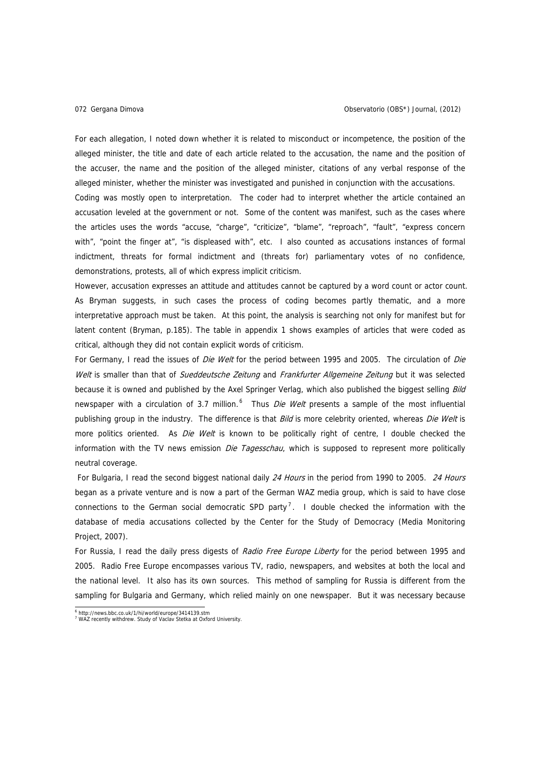For each allegation, I noted down whether it is related to misconduct or incompetence, the position of the alleged minister, the title and date of each article related to the accusation, the name and the position of the accuser, the name and the position of the alleged minister, citations of any verbal response of the alleged minister, whether the minister was investigated and punished in conjunction with the accusations.

Coding was mostly open to interpretation. The coder had to interpret whether the article contained an accusation leveled at the government or not. Some of the content was manifest, such as the cases where the articles uses the words "accuse, "charge", "criticize", "blame", "reproach", "fault", "express concern with", "point the finger at", "is displeased with", etc. I also counted as accusations instances of formal indictment, threats for formal indictment and (threats for) parliamentary votes of no confidence, demonstrations, protests, all of which express implicit criticism.

However, accusation expresses an attitude and attitudes cannot be captured by a word count or actor count. As Bryman suggests, in such cases the process of coding becomes partly thematic, and a more interpretative approach must be taken. At this point, the analysis is searching not only for manifest but for latent content (Bryman, p.185). The table in appendix 1 shows examples of articles that were coded as critical, although they did not contain explicit words of criticism.

For Germany, I read the issues of *Die Welt* for the period between 1995 and 2005. The circulation of *Die Welt* is smaller than that of *Sueddeutsche Zeitung* and *Frankfurter Allgemeine Zeitung* but it was selected because it is owned and published by the Axel Springer Verlag, which also published the biggest selling *Bild* newspaper with a circulation of 3.7 million.[6] Thus *Die Welt* presents a sample of the most influential publishing group in the industry. The difference is that *Bild* is more celebrity oriented, whereas *Die Welt* is more politics oriented. As *Die Welt* is known to be politically right of centre, I double checked the information with the TV news emission *Die Tagesschau*, which is supposed to represent more politically neutral coverage.

For Bulgaria, I read the second biggest national daily *24 Hours* in the period from 1990 to 2005. *24 Hours* began as a private venture and is now a part of the German WAZ media group, which is said to have close connections to the German social democratic SPD party[7]. I double checked the information with the database of media accusations collected by the Center for the Study of Democracy (Media Monitoring Project, 2007).

For Russia, I read the daily press digests of *Radio Free Europe Liberty* for the period between 1995 and 2005. Radio Free Europe encompasses various TV, radio, newspapers, and websites at both the local and the national level. It also has its own sources. This method of sampling for Russia is different from the sampling for Bulgaria and Germany, which relied mainly on one newspaper. But it was necessary because

[6] http://news.bbc.co.uk/1/hi/world/europe/3414139.stm

[7] WAZ recently withdrew. Study of Vaclav Stetka at Oxford University.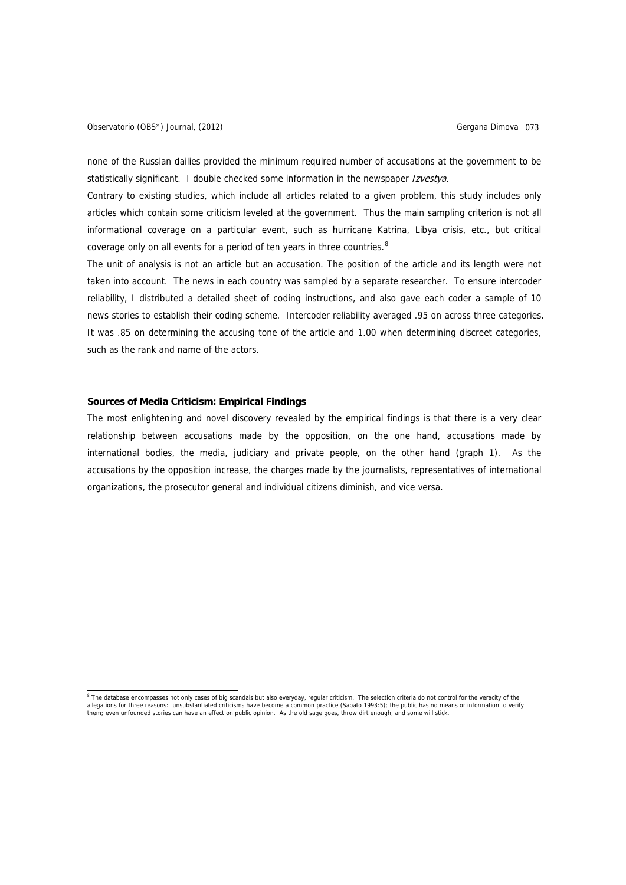none of the Russian dailies provided the minimum required number of accusations at the government to be statistically significant. I double checked some information in the newspaper *Izvestya*.

Contrary to existing studies, which include all articles related to a given problem, this study includes only articles which contain some criticism leveled at the government. Thus the main sampling criterion is not all informational coverage on a particular event, such as hurricane Katrina, Libya crisis, etc., but critical coverage only on all events for a period of ten years in three countries.[8]

The unit of analysis is not an article but an accusation. The position of the article and its length were not taken into account. The news in each country was sampled by a separate researcher. To ensure intercoder reliability, I distributed a detailed sheet of coding instructions, and also gave each coder a sample of 10 news stories to establish their coding scheme. Intercoder reliability averaged .95 on across three categories. It was .85 on determining the accusing tone of the article and 1.00 when determining discreet categories, such as the rank and name of the actors.

### Sources of Media Criticism: Empirical Findings

The most enlightening and novel discovery revealed by the empirical findings is that there is a very clear relationship between accusations made by the opposition, on the one hand, accusations made by international bodies, the media, judiciary and private people, on the other hand (graph 1). As the accusations by the opposition increase, the charges made by the journalists, representatives of international organizations, the prosecutor general and individual citizens diminish, and vice versa.

[8] The database encompasses not only cases of big scandals but also everyday, regular criticism. The selection criteria do not control for the veracity of the allegations for three reasons: unsubstantiated criticisms have become a common practice (Sabato 1993:5); the public has no means or information to verify them; even unfounded stories can have an effect on public opinion. As the old sage goes, throw dirt enough, and some will stick.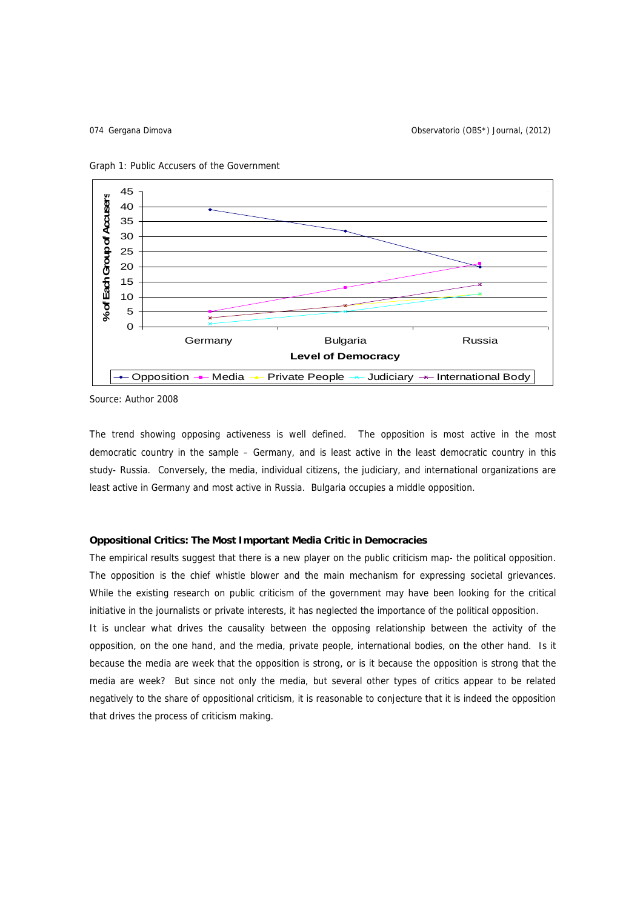Graph 1: Public Accusers of the Government

Source: Author 2008

The trend showing opposing activeness is well defined. The opposition is most active in the most democratic country in the sample – Germany, and is least active in the least democratic country in this study- Russia. Conversely, the media, individual citizens, the judiciary, and international organizations are least active in Germany and most active in Russia. Bulgaria occupies a middle opposition.

**Oppositional Critics: The Most Important Media Critic in Democracies**

The empirical results suggest that there is a new player on the public criticism map- the political opposition. The opposition is the chief whistle blower and the main mechanism for expressing societal grievances. While the existing research on public criticism of the government may have been looking for the critical initiative in the journalists or private interests, it has neglected the importance of the political opposition.

It is unclear what drives the causality between the opposing relationship between the activity of the opposition, on the one hand, and the media, private people, international bodies, on the other hand. Is it because the media are week that the opposition is strong, or is it because the opposition is strong that the media are week? But since not only the media, but several other types of critics appear to be related negatively to the share of oppositional criticism, it is reasonable to conjecture that it is indeed the opposition that drives the process of criticism making.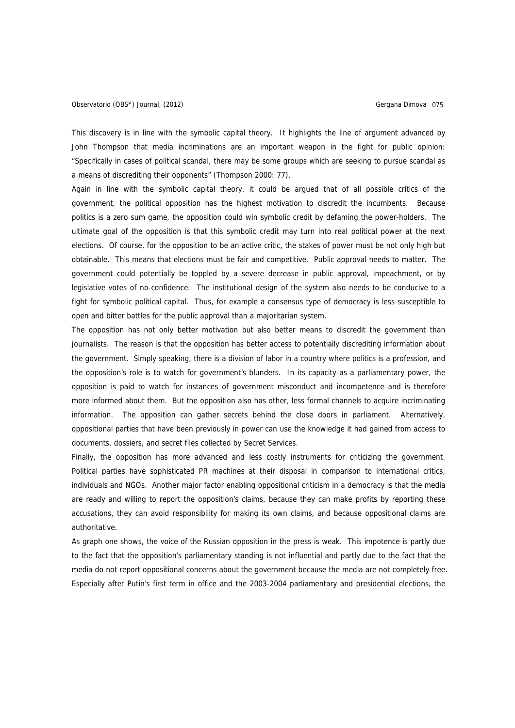This discovery is in line with the symbolic capital theory. It highlights the line of argument advanced by John Thompson that media incriminations are an important weapon in the fight for public opinion: "Specifically in cases of political scandal, there may be some groups which are seeking to pursue scandal as a means of discrediting their opponents" (Thompson 2000: 77).

Again in line with the symbolic capital theory, it could be argued that of all possible critics of the government, the political opposition has the highest motivation to discredit the incumbents. Because politics is a zero sum game, the opposition could win symbolic credit by defaming the power-holders. The ultimate goal of the opposition is that this symbolic credit may turn into real political power at the next elections. Of course, for the opposition to be an active critic, the stakes of power must be not only high but obtainable. This means that elections must be fair and competitive. Public approval needs to matter. The government could potentially be toppled by a severe decrease in public approval, impeachment, or by legislative votes of no-confidence. The institutional design of the system also needs to be conducive to a fight for symbolic political capital. Thus, for example a consensus type of democracy is less susceptible to open and bitter battles for the public approval than a majoritarian system.

The opposition has not only better motivation but also better means to discredit the government than journalists. The reason is that the opposition has better access to potentially discrediting information about the government. Simply speaking, there is a division of labor in a country where politics is a profession, and the opposition's role is to watch for government's blunders. In its capacity as a parliamentary power, the opposition is paid to watch for instances of government misconduct and incompetence and is therefore more informed about them. But the opposition also has other, less formal channels to acquire incriminating information. The opposition can gather secrets behind the close doors in parliament. Alternatively, oppositional parties that have been previously in power can use the knowledge it had gained from access to documents, dossiers, and secret files collected by Secret Services.

Finally, the opposition has more advanced and less costly instruments for criticizing the government. Political parties have sophisticated PR machines at their disposal in comparison to international critics, individuals and NGOs. Another major factor enabling oppositional criticism in a democracy is that the media are ready and willing to report the opposition's claims, because they can make profits by reporting these accusations, they can avoid responsibility for making its own claims, and because oppositional claims are authoritative.

As graph one shows, the voice of the Russian opposition in the press is weak. This impotence is partly due to the fact that the opposition's parliamentary standing is not influential and partly due to the fact that the media do not report oppositional concerns about the government because the media are not completely free. Especially after Putin's first term in office and the 2003-2004 parliamentary and presidential elections, the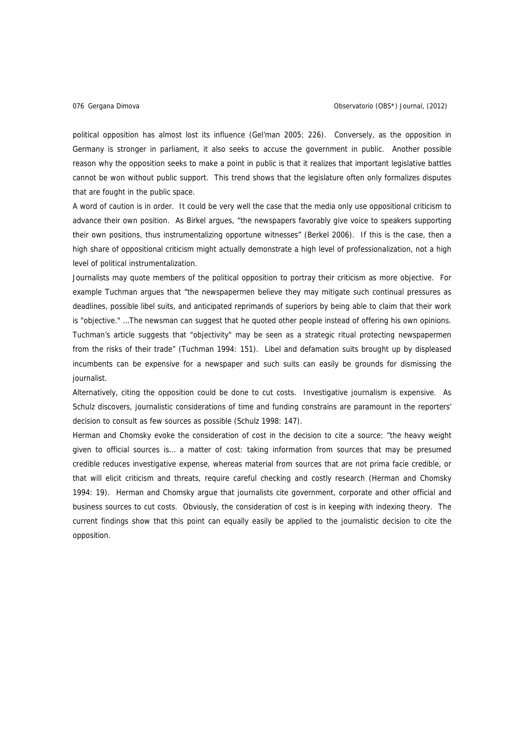political opposition has almost lost its influence (Gel'man 2005: 226). Conversely, as the opposition in Germany is stronger in parliament, it also seeks to accuse the government in public. Another possible reason why the opposition seeks to make a point in public is that it realizes that important legislative battles cannot be won without public support. This trend shows that the legislature often only formalizes disputes that are fought in the public space.

A word of caution is in order. It could be very well the case that the media only use oppositional criticism to advance their own position. As Birkel argues, "the newspapers favorably give voice to speakers supporting their own positions, thus instrumentalizing opportune witnesses" (Berkel 2006). If this is the case, then a high share of oppositional criticism might actually demonstrate a high level of professionalization, not a high level of political instrumentalization.

Journalists may quote members of the political opposition to portray their criticism as more objective. For example Tuchman argues that "the newspapermen believe they may mitigate such continual pressures as deadlines, possible libel suits, and anticipated reprimands of superiors by being able to claim that their work is "objective." ...The newsman can suggest that he quoted other people instead of offering his own opinions. Tuchman's article suggests that "objectivity" may be seen as a strategic ritual protecting newspapermen from the risks of their trade" (Tuchman 1994: 151). Libel and defamation suits brought up by displeased incumbents can be expensive for a newspaper and such suits can easily be grounds for dismissing the journalist.

Alternatively, citing the opposition could be done to cut costs. Investigative journalism is expensive. As Schulz discovers, journalistic considerations of time and funding constrains are paramount in the reporters' decision to consult as few sources as possible (Schulz 1998: 147).

Herman and Chomsky evoke the consideration of cost in the decision to cite a source: "the heavy weight given to official sources is... a matter of cost: taking information from sources that may be presumed credible reduces investigative expense, whereas material from sources that are not prima facie credible, or that will elicit criticism and threats, require careful checking and costly research (Herman and Chomsky 1994: 19). Herman and Chomsky argue that journalists cite government, corporate and other official and business sources to cut costs. Obviously, the consideration of cost is in keeping with indexing theory. The current findings show that this point can equally easily be applied to the journalistic decision to cite the opposition.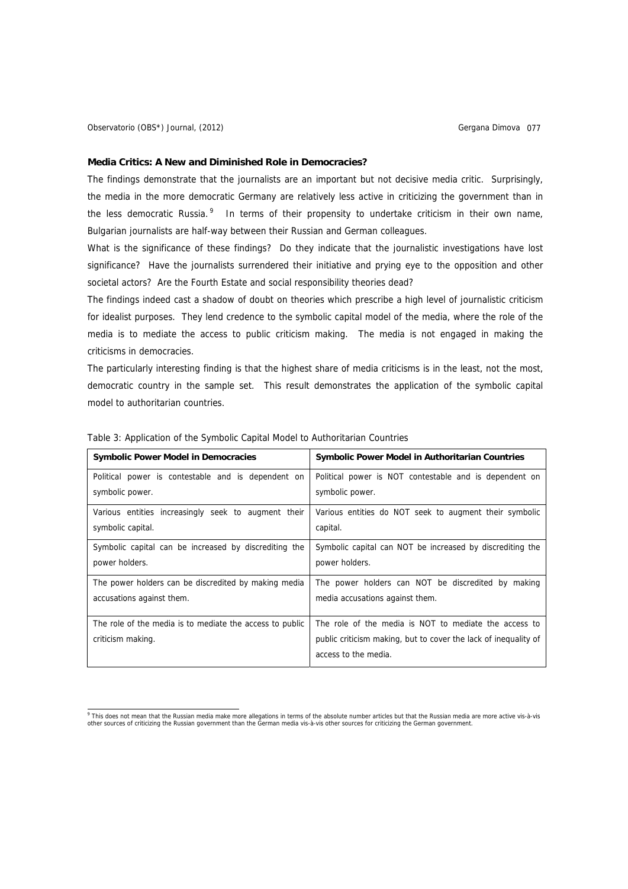**Media Critics: A New and Diminished Role in Democracies?**

The findings demonstrate that the journalists are an important but not decisive media critic. Surprisingly, the media in the more democratic Germany are relatively less active in criticizing the government than in the less democratic Russia.[9] In terms of their propensity to undertake criticism in their own name, Bulgarian journalists are half-way between their Russian and German colleagues.

What is the significance of these findings? Do they indicate that the journalistic investigations have lost significance? Have the journalists surrendered their initiative and prying eye to the opposition and other societal actors? Are the Fourth Estate and social responsibility theories dead?

The findings indeed cast a shadow of doubt on theories which prescribe a high level of journalistic criticism for idealist purposes. They lend credence to the symbolic capital model of the media, where the role of the media is to mediate the access to public criticism making. The media is not engaged in making the criticisms in democracies.

The particularly interesting finding is that the highest share of media criticisms is in the least, not the most, democratic country in the sample set. This result demonstrates the application of the symbolic capital model to authoritarian countries.

Table 3: Application of the Symbolic Capital Model to Authoritarian Countries

| **Symbolic Power Model in Democracies** | **Symbolic Power Model in Authoritarian Countries** |
|---|---|
| Political power is contestable and is dependent on symbolic power. | Political power is NOT contestable and is dependent on symbolic power. |
| Various entities increasingly seek to augment their symbolic capital. | Various entities do NOT seek to augment their symbolic capital. |
| Symbolic capital can be increased by discrediting the power holders. | Symbolic capital can NOT be increased by discrediting the power holders. |
| The power holders can be discredited by making media accusations against them. | The power holders can NOT be discredited by making media accusations against them. |
| The role of the media is to mediate the access to public criticism making. | The role of the media is NOT to mediate the access to public criticism making, but to cover the lack of inequality of access to the media. |

[9] This does not mean that the Russian media make more allegations in terms of the absolute number articles but that the Russian media are more active vis-à-vis other sources of criticizing the Russian government than the German media vis-à-vis other sources for criticizing the German government.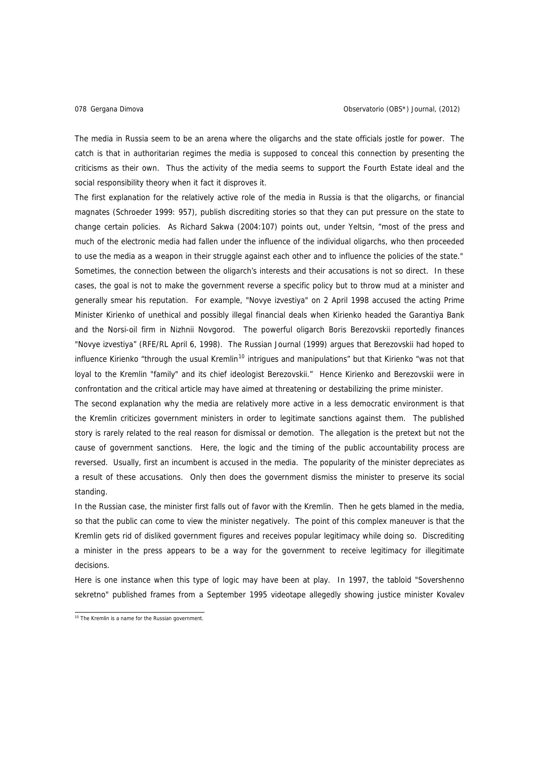The media in Russia seem to be an arena where the oligarchs and the state officials jostle for power. The catch is that in authoritarian regimes the media is supposed to conceal this connection by presenting the criticisms as their own. Thus the activity of the media seems to support the Fourth Estate ideal and the social responsibility theory when it fact it disproves it.

The first explanation for the relatively active role of the media in Russia is that the oligarchs, or financial magnates (Schroeder 1999: 957), publish discrediting stories so that they can put pressure on the state to change certain policies. As Richard Sakwa (2004:107) points out, under Yeltsin, "most of the press and much of the electronic media had fallen under the influence of the individual oligarchs, who then proceeded to use the media as a weapon in their struggle against each other and to influence the policies of the state." Sometimes, the connection between the oligarch's interests and their accusations is not so direct. In these cases, the goal is not to make the government reverse a specific policy but to throw mud at a minister and generally smear his reputation. For example, "Novye izvestiya" on 2 April 1998 accused the acting Prime Minister Kirienko of unethical and possibly illegal financial deals when Kirienko headed the Garantiya Bank and the Norsi-oil firm in Nizhnii Novgorod. The powerful oligarch Boris Berezovskii reportedly finances "Novye izvestiya" (RFE/RL April 6, 1998). The Russian Journal (1999) argues that Berezovskii had hoped to influence Kirienko "through the usual Kremlin[10] intrigues and manipulations" but that Kirienko "was not that loyal to the Kremlin "family" and its chief ideologist Berezovskii." Hence Kirienko and Berezovskii were in confrontation and the critical article may have aimed at threatening or destabilizing the prime minister.

The second explanation why the media are relatively more active in a less democratic environment is that the Kremlin criticizes government ministers in order to legitimate sanctions against them. The published story is rarely related to the real reason for dismissal or demotion. The allegation is the pretext but not the cause of government sanctions. Here, the logic and the timing of the public accountability process are reversed. Usually, first an incumbent is accused in the media. The popularity of the minister depreciates as a result of these accusations. Only then does the government dismiss the minister to preserve its social standing.

In the Russian case, the minister first falls out of favor with the Kremlin. Then he gets blamed in the media, so that the public can come to view the minister negatively. The point of this complex maneuver is that the Kremlin gets rid of disliked government figures and receives popular legitimacy while doing so. Discrediting a minister in the press appears to be a way for the government to receive legitimacy for illegitimate decisions.

Here is one instance when this type of logic may have been at play. In 1997, the tabloid "Sovershenno sekretno" published frames from a September 1995 videotape allegedly showing justice minister Kovalev

[10] The Kremlin is a name for the Russian government.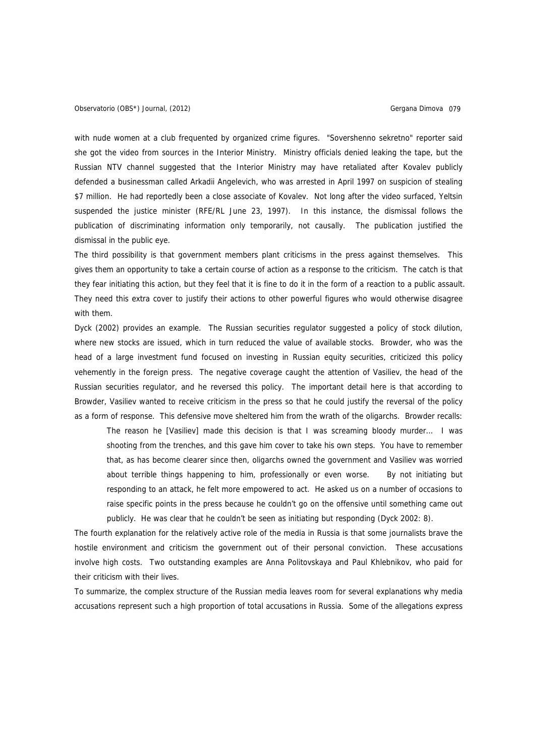with nude women at a club frequented by organized crime figures. "Sovershenno sekretno" reporter said she got the video from sources in the Interior Ministry. Ministry officials denied leaking the tape, but the Russian NTV channel suggested that the Interior Ministry may have retaliated after Kovalev publicly defended a businessman called Arkadii Angelevich, who was arrested in April 1997 on suspicion of stealing $7 million. He had reportedly been a close associate of Kovalev. Not long after the video surfaced, Yeltsin suspended the justice minister (RFE/RL June 23, 1997). In this instance, the dismissal follows the publication of discriminating information only temporarily, not causally. The publication justified the dismissal in the public eye.

The third possibility is that government members plant criticisms in the press against themselves. This gives them an opportunity to take a certain course of action as a response to the criticism. The catch is that they fear initiating this action, but they feel that it is fine to do it in the form of a reaction to a public assault. They need this extra cover to justify their actions to other powerful figures who would otherwise disagree with them.

Dyck (2002) provides an example. The Russian securities regulator suggested a policy of stock dilution, where new stocks are issued, which in turn reduced the value of available stocks. Browder, who was the head of a large investment fund focused on investing in Russian equity securities, criticized this policy vehemently in the foreign press. The negative coverage caught the attention of Vasiliev, the head of the Russian securities regulator, and he reversed this policy. The important detail here is that according to Browder, Vasiliev wanted to receive criticism in the press so that he could justify the reversal of the policy as a form of response. This defensive move sheltered him from the wrath of the oligarchs. Browder recalls:

> The reason he [Vasiliev] made this decision is that I was screaming bloody murder... I was shooting from the trenches, and this gave him cover to take his own steps. You have to remember that, as has become clearer since then, oligarchs owned the government and Vasiliev was worried about terrible things happening to him, professionally or even worse. By not initiating but responding to an attack, he felt more empowered to act. He asked us on a number of occasions to raise specific points in the press because he couldn't go on the offensive until something came out publicly. He was clear that he couldn't be seen as initiating but responding (Dyck 2002: 8).

The fourth explanation for the relatively active role of the media in Russia is that some journalists brave the hostile environment and criticism the government out of their personal conviction. These accusations involve high costs. Two outstanding examples are Anna Politovskaya and Paul Khlebnikov, who paid for their criticism with their lives.

To summarize, the complex structure of the Russian media leaves room for several explanations why media accusations represent such a high proportion of total accusations in Russia. Some of the allegations express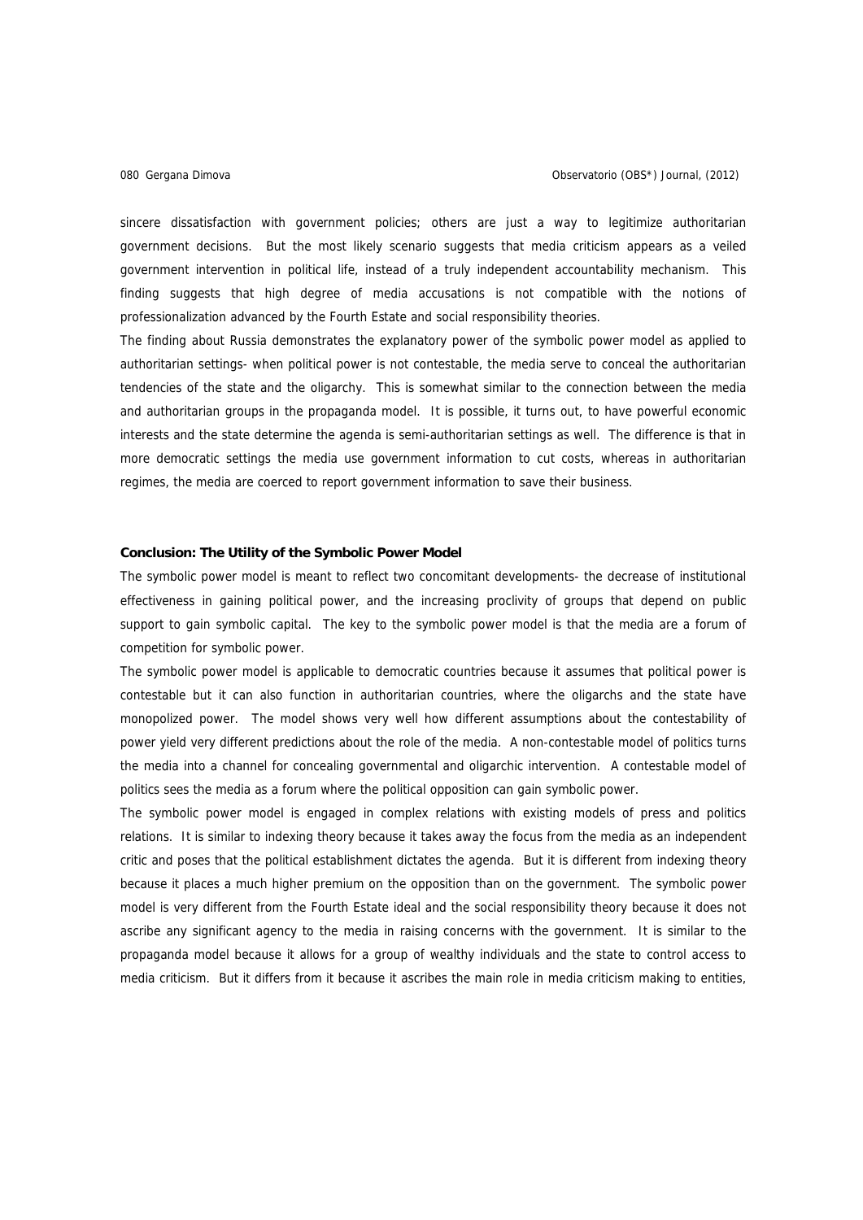sincere dissatisfaction with government policies; others are just a way to legitimize authoritarian government decisions. But the most likely scenario suggests that media criticism appears as a veiled government intervention in political life, instead of a truly independent accountability mechanism. This finding suggests that high degree of media accusations is not compatible with the notions of professionalization advanced by the Fourth Estate and social responsibility theories.

The finding about Russia demonstrates the explanatory power of the symbolic power model as applied to authoritarian settings- when political power is not contestable, the media serve to conceal the authoritarian tendencies of the state and the oligarchy. This is somewhat similar to the connection between the media and authoritarian groups in the propaganda model. It is possible, it turns out, to have powerful economic interests and the state determine the agenda is semi-authoritarian settings as well. The difference is that in more democratic settings the media use government information to cut costs, whereas in authoritarian regimes, the media are coerced to report government information to save their business.

**Conclusion: The Utility of the Symbolic Power Model**

The symbolic power model is meant to reflect two concomitant developments- the decrease of institutional effectiveness in gaining political power, and the increasing proclivity of groups that depend on public support to gain symbolic capital. The key to the symbolic power model is that the media are a forum of competition for symbolic power.

The symbolic power model is applicable to democratic countries because it assumes that political power is contestable but it can also function in authoritarian countries, where the oligarchs and the state have monopolized power. The model shows very well how different assumptions about the contestability of power yield very different predictions about the role of the media. A non-contestable model of politics turns the media into a channel for concealing governmental and oligarchic intervention. A contestable model of politics sees the media as a forum where the political opposition can gain symbolic power.

The symbolic power model is engaged in complex relations with existing models of press and politics relations. It is similar to indexing theory because it takes away the focus from the media as an independent critic and poses that the political establishment dictates the agenda. But it is different from indexing theory because it places a much higher premium on the opposition than on the government. The symbolic power model is very different from the Fourth Estate ideal and the social responsibility theory because it does not ascribe any significant agency to the media in raising concerns with the government. It is similar to the propaganda model because it allows for a group of wealthy individuals and the state to control access to media criticism. But it differs from it because it ascribes the main role in media criticism making to entities,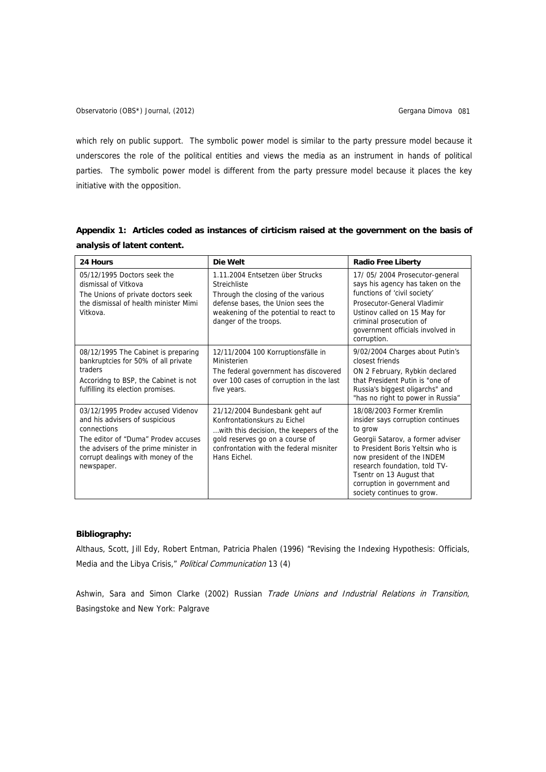which rely on public support. The symbolic power model is similar to the party pressure model because it underscores the role of the political entities and views the media as an instrument in hands of political parties. The symbolic power model is different from the party pressure model because it places the key initiative with the opposition.

**Appendix 1: Articles coded as instances of cirticism raised at the government on the basis of analysis of latent content.**

| 24 Hours | Die Welt | Radio Free Liberty |
|---|---|---|
| 05/12/1995 Doctors seek the dismissal of Vitkova<br>The Unions of private doctors seek the dismissal of health minister Mimi Vitkova. | 1.11.2004 Entsetzen über Strucks Streichliste<br>Through the closing of the various defense bases, the Union sees the weakening of the potential to react to danger of the troops. | 17/ 05/ 2004 Prosecutor-general says his agency has taken on the functions of 'civil society'<br>Prosecutor-General Vladimir Ustinov called on 15 May for criminal prosecution of government officials involved in corruption. |
| 08/12/1995 The Cabinet is preparing bankruptcies for 50% of all private traders<br>Accoridng to BSP, the Cabinet is not fulfilling its election promises. | 12/11/2004 100 Korruptionsfälle in Ministerien<br>The federal government has discovered over 100 cases of corruption in the last five years. | 9/02/2004 Charges about Putin's closest friends<br>ON 2 February, Rybkin declared that President Putin is "one of Russia's biggest oligarchs" and "has no right to power in Russia" |
| 03/12/1995 Prodev accused Videnov and his advisers of suspicious connections<br>The editor of "Duma" Prodev accuses the advisers of the prime minister in corrupt dealings with money of the newspaper. | 21/12/2004 Bundesbank geht auf Konfrontationskurs zu Eichel<br>…with this decision, the keepers of the gold reserves go on a course of confrontation with the federal misniter Hans Eichel. | 18/08/2003 Former Kremlin insider says corruption continues to grow<br>Georgii Satarov, a former adviser to President Boris Yeltsin who is now president of the INDEM research foundation, told TV-Tsentr on 13 August that corruption in government and society continues to grow. |

**Bibliography:**

Althaus, Scott, Jill Edy, Robert Entman, Patricia Phalen (1996) "Revising the Indexing Hypothesis: Officials, Media and the Libya Crisis," *Political Communication* 13 (4)

Ashwin, Sara and Simon Clarke (2002) Russian *Trade Unions and Industrial Relations in Transition*, Basingstoke and New York: Palgrave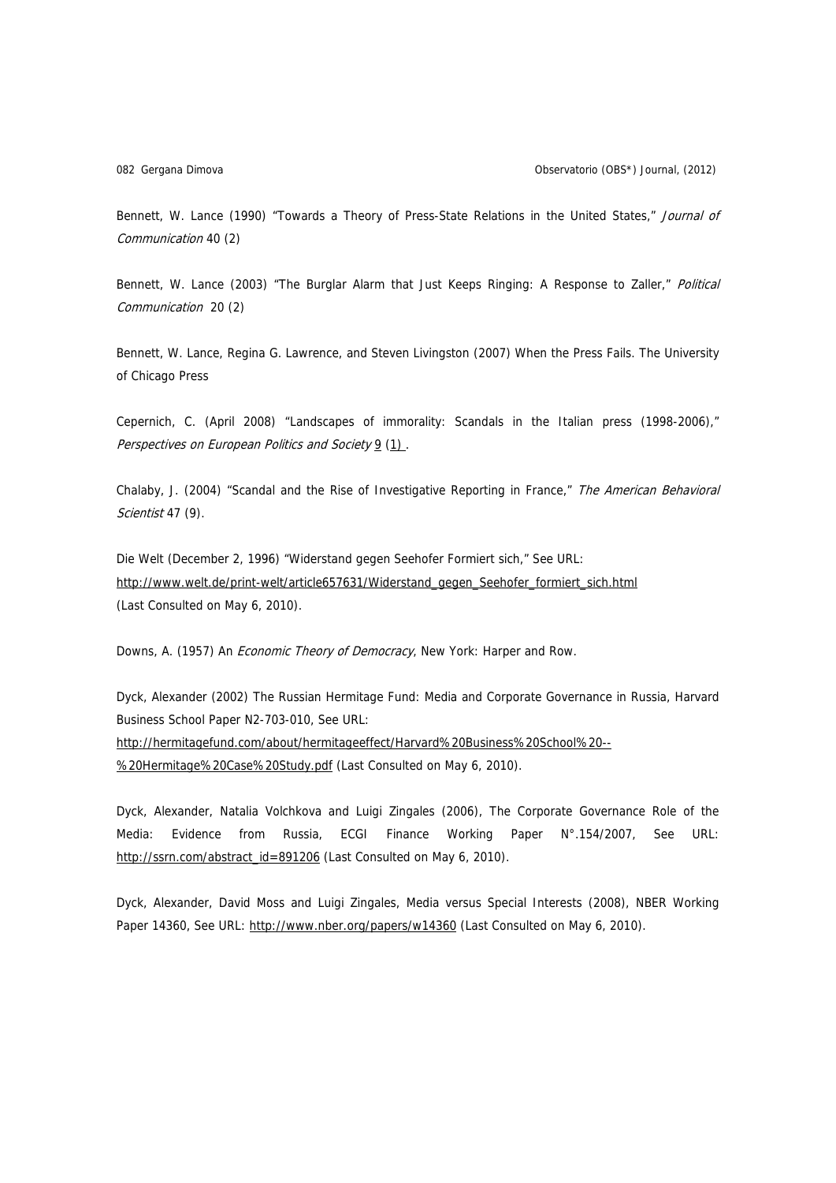Bennett, W. Lance (1990) "Towards a Theory of Press-State Relations in the United States," *Journal of Communication* 40 (2)

Bennett, W. Lance (2003) "The Burglar Alarm that Just Keeps Ringing: A Response to Zaller," *Political Communication* 20 (2)

Bennett, W. Lance, Regina G. Lawrence, and Steven Livingston (2007) When the Press Fails. The University of Chicago Press

Cepernich, C. (April 2008) "Landscapes of immorality: Scandals in the Italian press (1998-2006)," *Perspectives on European Politics and Society* 9 (1) .

Chalaby, J. (2004) "Scandal and the Rise of Investigative Reporting in France," *The American Behavioral Scientist* 47 (9).

Die Welt (December 2, 1996) "Widerstand gegen Seehofer Formiert sich," See URL: http://www.welt.de/print-welt/article657631/Widerstand_gegen_Seehofer_formiert_sich.html (Last Consulted on May 6, 2010).

Downs, A. (1957) An *Economic Theory of Democracy*, New York: Harper and Row.

Dyck, Alexander (2002) The Russian Hermitage Fund: Media and Corporate Governance in Russia, Harvard Business School Paper N2-703-010, See URL: http://hermitagefund.com/about/hermitageeffect/Harvard%20Business%20School%20--%20Hermitage%20Case%20Study.pdf (Last Consulted on May 6, 2010).

Dyck, Alexander, Natalia Volchkova and Luigi Zingales (2006), The Corporate Governance Role of the Media: Evidence from Russia, ECGI Finance Working Paper N°.154/2007, See URL: http://ssrn.com/abstract_id=891206 (Last Consulted on May 6, 2010).

Dyck, Alexander, David Moss and Luigi Zingales, Media versus Special Interests (2008), NBER Working Paper 14360, See URL: http://www.nber.org/papers/w14360 (Last Consulted on May 6, 2010).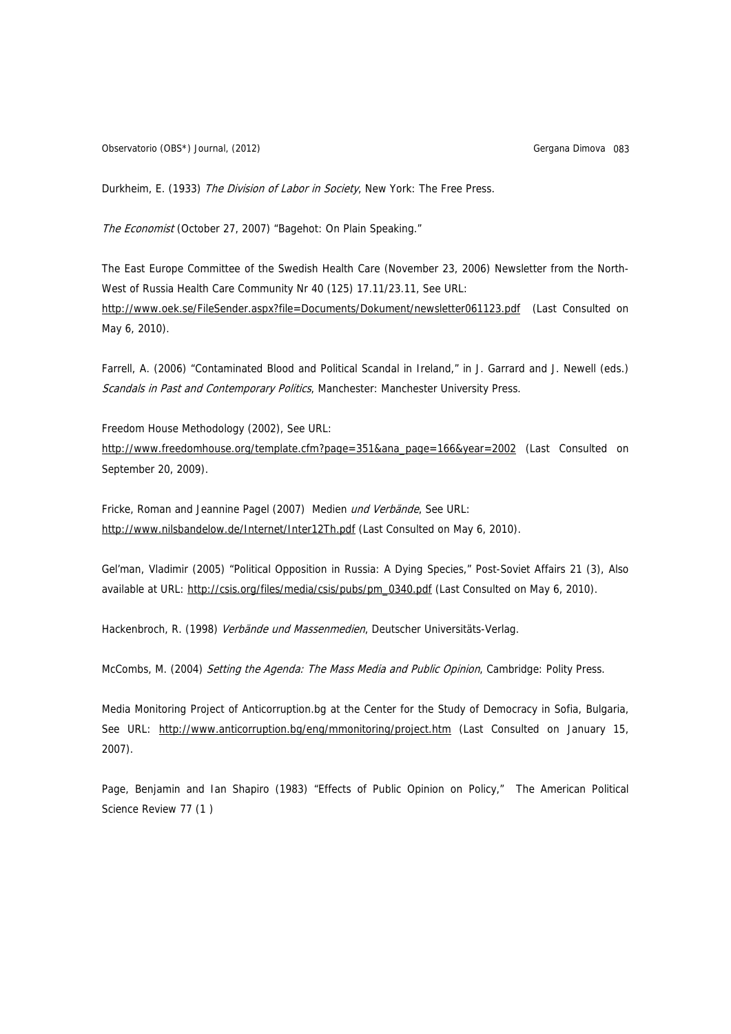Durkheim, E. (1933) *The Division of Labor in Society*, New York: The Free Press.

*The Economist* (October 27, 2007) "Bagehot: On Plain Speaking."

The East Europe Committee of the Swedish Health Care (November 23, 2006) Newsletter from the North-West of Russia Health Care Community Nr 40 (125) 17.11/23.11, See URL: http://www.oek.se/FileSender.aspx?file=Documents/Dokument/newsletter061123.pdf (Last Consulted on May 6, 2010).

Farrell, A. (2006) "Contaminated Blood and Political Scandal in Ireland," in J. Garrard and J. Newell (eds.) *Scandals in Past and Contemporary Politics*, Manchester: Manchester University Press.

Freedom House Methodology (2002), See URL: http://www.freedomhouse.org/template.cfm?page=351&ana_page=166&year=2002 (Last Consulted on September 20, 2009).

Fricke, Roman and Jeannine Pagel (2007) Medien *und Verbände*, See URL: http://www.nilsbandelow.de/Internet/Inter12Th.pdf (Last Consulted on May 6, 2010).

Gel'man, Vladimir (2005) "Political Opposition in Russia: A Dying Species," Post-Soviet Affairs 21 (3), Also available at URL: http://csis.org/files/media/csis/pubs/pm_0340.pdf (Last Consulted on May 6, 2010).

Hackenbroch, R. (1998) *Verbände und Massenmedien*, Deutscher Universitäts-Verlag.

McCombs, M. (2004) *Setting the Agenda: The Mass Media and Public Opinion*, Cambridge: Polity Press.

Media Monitoring Project of Anticorruption.bg at the Center for the Study of Democracy in Sofia, Bulgaria, See URL: http://www.anticorruption.bg/eng/mmonitoring/project.htm (Last Consulted on January 15, 2007).

Page, Benjamin and Ian Shapiro (1983) "Effects of Public Opinion on Policy," The American Political Science Review 77 (1 )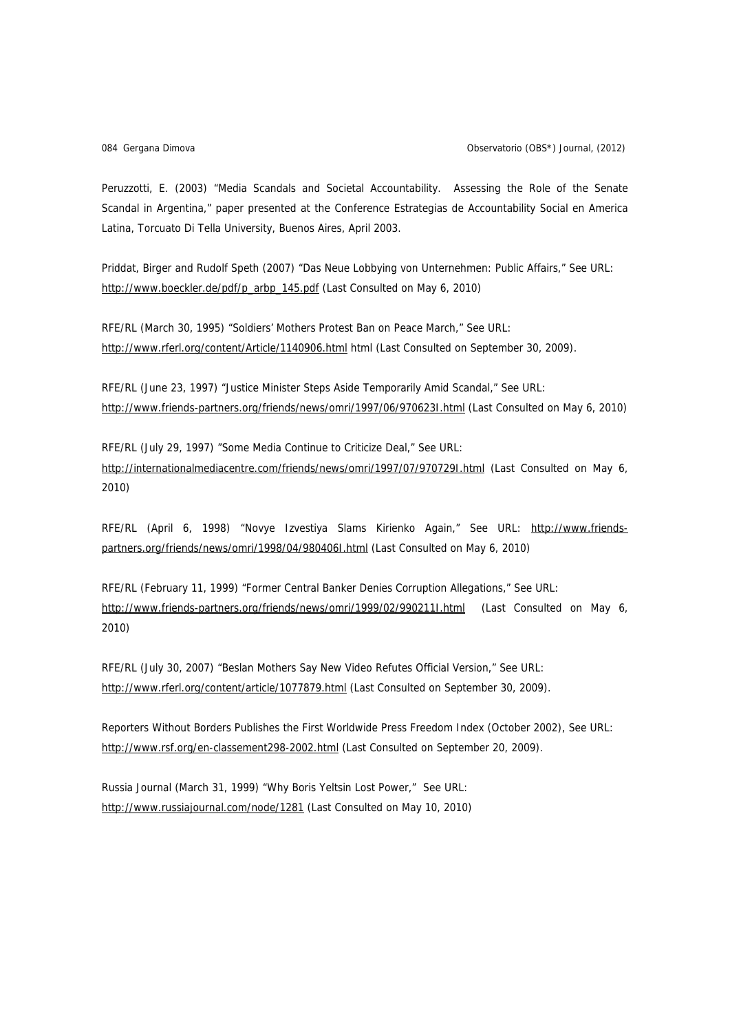Peruzzotti, E. (2003) "Media Scandals and Societal Accountability. Assessing the Role of the Senate Scandal in Argentina," paper presented at the Conference Estrategias de Accountability Social en America Latina, Torcuato Di Tella University, Buenos Aires, April 2003.

Priddat, Birger and Rudolf Speth (2007) "Das Neue Lobbying von Unternehmen: Public Affairs," See URL: http://www.boeckler.de/pdf/p_arbp_145.pdf (Last Consulted on May 6, 2010)

RFE/RL (March 30, 1995) "Soldiers' Mothers Protest Ban on Peace March," See URL: http://www.rferl.org/content/Article/1140906.html html (Last Consulted on September 30, 2009).

RFE/RL (June 23, 1997) "Justice Minister Steps Aside Temporarily Amid Scandal," See URL: http://www.friends-partners.org/friends/news/omri/1997/06/970623I.html (Last Consulted on May 6, 2010)

RFE/RL (July 29, 1997) "Some Media Continue to Criticize Deal," See URL: http://internationalmediacentre.com/friends/news/omri/1997/07/970729I.html (Last Consulted on May 6, 2010)

RFE/RL (April 6, 1998) "Novye Izvestiya Slams Kirienko Again," See URL: http://www.friends-partners.org/friends/news/omri/1998/04/980406I.html (Last Consulted on May 6, 2010)

RFE/RL (February 11, 1999) "Former Central Banker Denies Corruption Allegations," See URL: http://www.friends-partners.org/friends/news/omri/1999/02/990211I.html (Last Consulted on May 6, 2010)

RFE/RL (July 30, 2007) "Beslan Mothers Say New Video Refutes Official Version," See URL: http://www.rferl.org/content/article/1077879.html (Last Consulted on September 30, 2009).

Reporters Without Borders Publishes the First Worldwide Press Freedom Index (October 2002), See URL: http://www.rsf.org/en-classement298-2002.html (Last Consulted on September 20, 2009).

Russia Journal (March 31, 1999) "Why Boris Yeltsin Lost Power," See URL: http://www.russiajournal.com/node/1281 (Last Consulted on May 10, 2010)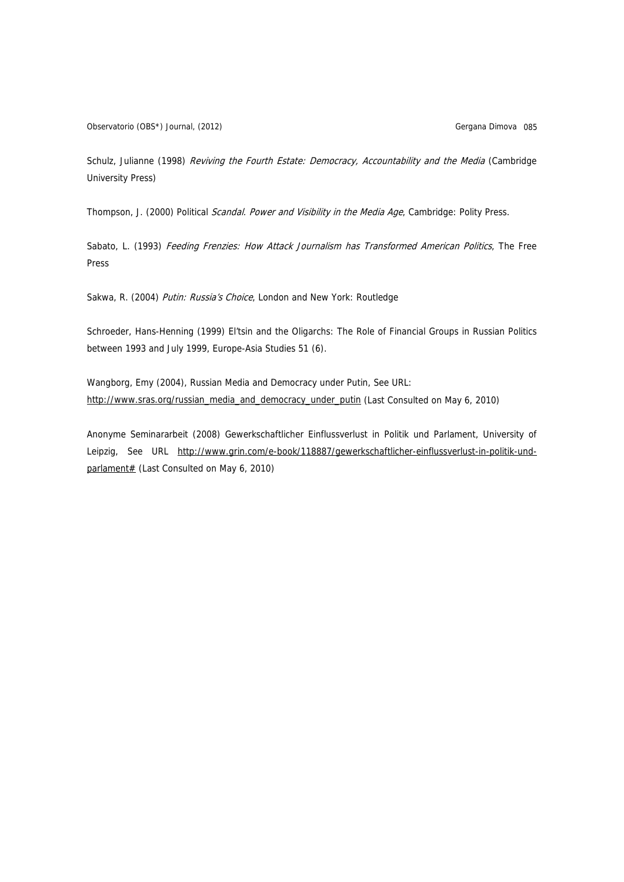Schulz, Julianne (1998) *Reviving the Fourth Estate: Democracy, Accountability and the Media* (Cambridge University Press)

Thompson, J. (2000) Political *Scandal. Power and Visibility in the Media Age*, Cambridge: Polity Press.

Sabato, L. (1993) *Feeding Frenzies: How Attack Journalism has Transformed American Politics*, The Free Press

Sakwa, R. (2004) *Putin: Russia's Choice*, London and New York: Routledge

Schroeder, Hans-Henning (1999) El'tsin and the Oligarchs: The Role of Financial Groups in Russian Politics between 1993 and July 1999, Europe-Asia Studies 51 (6).

Wangborg, Emy (2004), Russian Media and Democracy under Putin, See URL: http://www.sras.org/russian_media_and_democracy_under_putin (Last Consulted on May 6, 2010)

Anonyme Seminararbeit (2008) Gewerkschaftlicher Einflussverlust in Politik und Parlament, University of Leipzig, See URL http://www.grin.com/e-book/118887/gewerkschaftlicher-einflussverlust-in-politik-und-parlament# (Last Consulted on May 6, 2010)